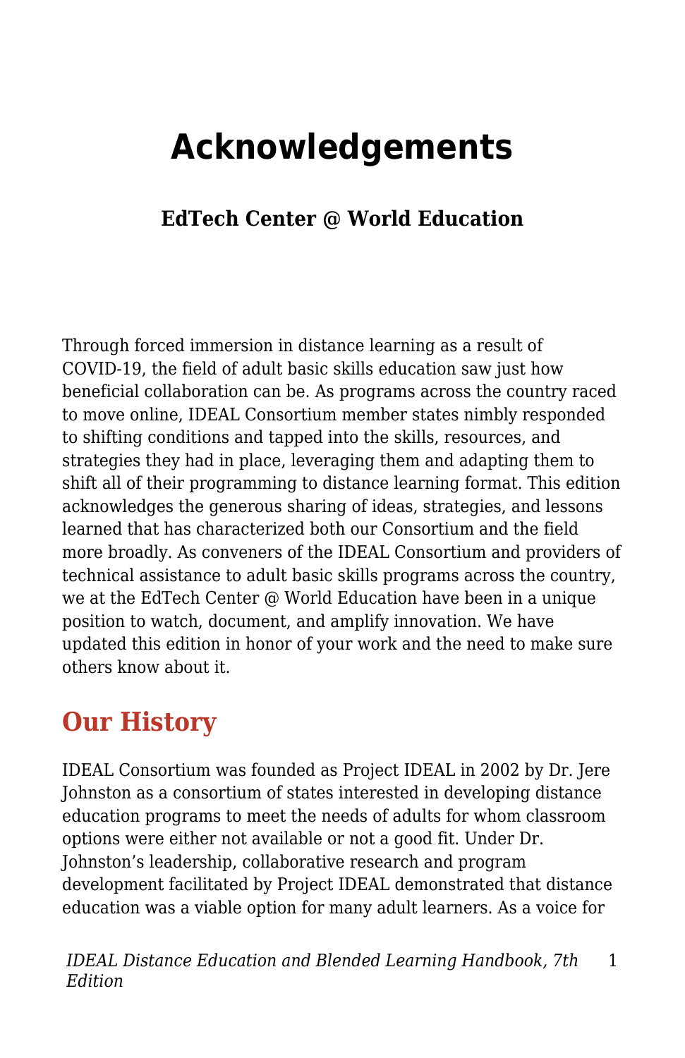# Acknowledgements

**EdTech Center @ World Education**

Through forced immersion in distance learning as a result of COVID-19, the field of adult basic skills education saw just how beneficial collaboration can be. As programs across the country raced to move online, IDEAL Consortium member states nimbly responded to shifting conditions and tapped into the skills, resources, and strategies they had in place, leveraging them and adapting them to shift all of their programming to distance learning format. This edition acknowledges the generous sharing of ideas, strategies, and lessons learned that has characterized both our Consortium and the field more broadly. As conveners of the IDEAL Consortium and providers of technical assistance to adult basic skills programs across the country, we at the EdTech Center @ World Education have been in a unique position to watch, document, and amplify innovation. We have updated this edition in honor of your work and the need to make sure others know about it.

## Our History

IDEAL Consortium was founded as Project IDEAL in 2002 by Dr. Jere Johnston as a consortium of states interested in developing distance education programs to meet the needs of adults for whom classroom options were either not available or not a good fit. Under Dr. Johnston's leadership, collaborative research and program development facilitated by Project IDEAL demonstrated that distance education was a viable option for many adult learners. As a voice for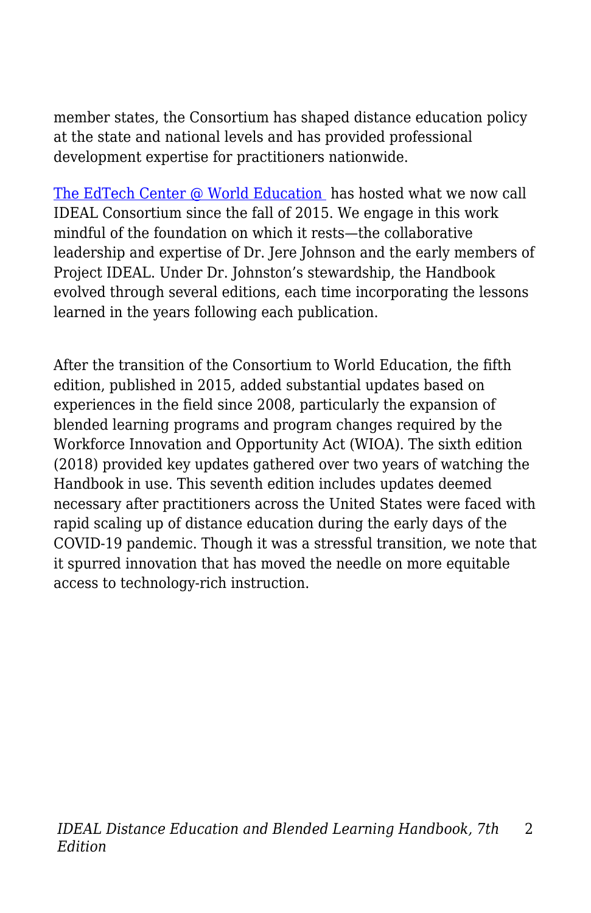member states, the Consortium has shaped distance education policy at the state and national levels and has provided professional development expertise for practitioners nationwide.

[The EdTech Center @ World Education ](#) has hosted what we now call IDEAL Consortium since the fall of 2015. We engage in this work mindful of the foundation on which it rests—the collaborative leadership and expertise of Dr. Jere Johnson and the early members of Project IDEAL. Under Dr. Johnston's stewardship, the Handbook evolved through several editions, each time incorporating the lessons learned in the years following each publication.

After the transition of the Consortium to World Education, the fifth edition, published in 2015, added substantial updates based on experiences in the field since 2008, particularly the expansion of blended learning programs and program changes required by the Workforce Innovation and Opportunity Act (WIOA). The sixth edition (2018) provided key updates gathered over two years of watching the Handbook in use. This seventh edition includes updates deemed necessary after practitioners across the United States were faced with rapid scaling up of distance education during the early days of the COVID-19 pandemic. Though it was a stressful transition, we note that it spurred innovation that has moved the needle on more equitable access to technology-rich instruction.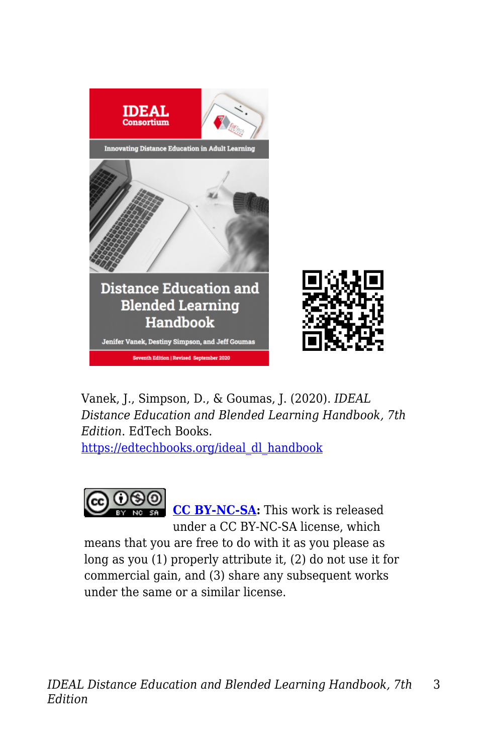Vanek, J., Simpson, D., & Goumas, J. (2020). *IDEAL Distance Education and Blended Learning Handbook, 7th Edition*. EdTech Books. https://edtechbooks.org/ideal_dl_handbook

**CC BY-NC-SA:** This work is released under a CC BY-NC-SA license, which means that you are free to do with it as you please as long as you (1) properly attribute it, (2) do not use it for commercial gain, and (3) share any subsequent works under the same or a similar license.